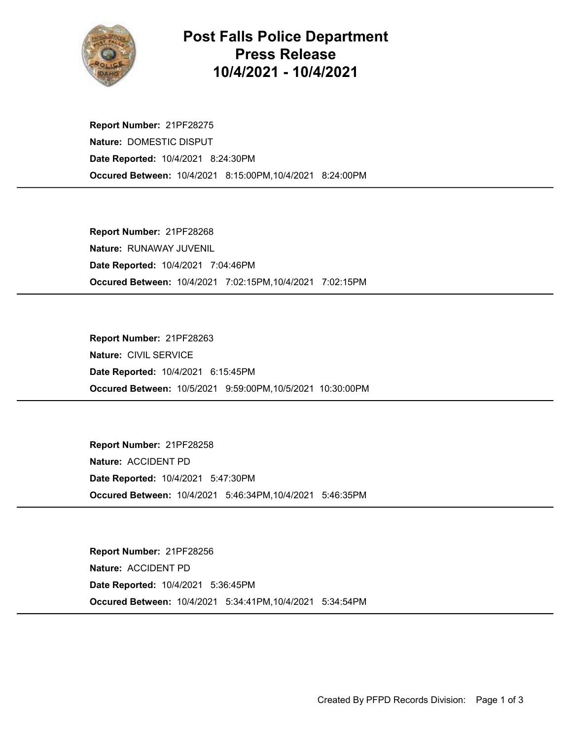# Post Falls Police Department
# Press Release
# 10/4/2021 - 10/4/2021

**Report Number:** 21PF28275
**Nature:** DOMESTIC DISPUT
**Date Reported:** 10/4/2021 8:24:30PM
**Occured Between:** 10/4/2021 8:15:00PM,10/4/2021 8:24:00PM

---

**Report Number:** 21PF28268
**Nature:** RUNAWAY JUVENIL
**Date Reported:** 10/4/2021 7:04:46PM
**Occured Between:** 10/4/2021 7:02:15PM,10/4/2021 7:02:15PM

---

**Report Number:** 21PF28263
**Nature:** CIVIL SERVICE
**Date Reported:** 10/4/2021 6:15:45PM
**Occured Between:** 10/5/2021 9:59:00PM,10/5/2021 10:30:00PM

---

**Report Number:** 21PF28258
**Nature:** ACCIDENT PD
**Date Reported:** 10/4/2021 5:47:30PM
**Occured Between:** 10/4/2021 5:46:34PM,10/4/2021 5:46:35PM

---

**Report Number:** 21PF28256
**Nature:** ACCIDENT PD
**Date Reported:** 10/4/2021 5:36:45PM
**Occured Between:** 10/4/2021 5:34:41PM,10/4/2021 5:34:54PM

---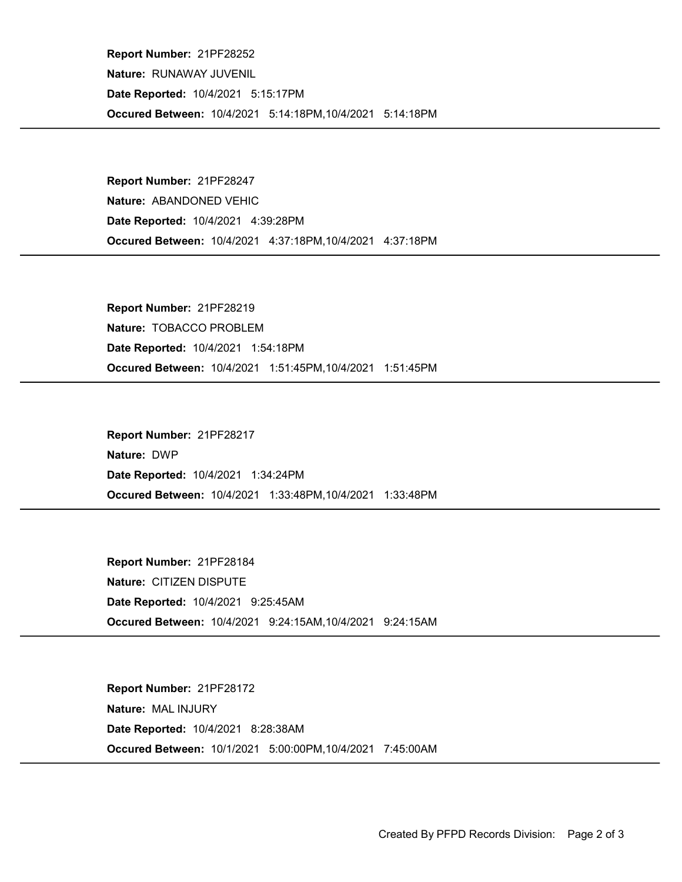**Report Number:** 21PF28252
**Nature:** RUNAWAY JUVENIL
**Date Reported:** 10/4/2021 5:15:17PM
**Occured Between:** 10/4/2021 5:14:18PM,10/4/2021 5:14:18PM

---

**Report Number:** 21PF28247
**Nature:** ABANDONED VEHIC
**Date Reported:** 10/4/2021 4:39:28PM
**Occured Between:** 10/4/2021 4:37:18PM,10/4/2021 4:37:18PM

---

**Report Number:** 21PF28219
**Nature:** TOBACCO PROBLEM
**Date Reported:** 10/4/2021 1:54:18PM
**Occured Between:** 10/4/2021 1:51:45PM,10/4/2021 1:51:45PM

---

**Report Number:** 21PF28217
**Nature:** DWP
**Date Reported:** 10/4/2021 1:34:24PM
**Occured Between:** 10/4/2021 1:33:48PM,10/4/2021 1:33:48PM

---

**Report Number:** 21PF28184
**Nature:** CITIZEN DISPUTE
**Date Reported:** 10/4/2021 9:25:45AM
**Occured Between:** 10/4/2021 9:24:15AM,10/4/2021 9:24:15AM

---

**Report Number:** 21PF28172
**Nature:** MAL INJURY
**Date Reported:** 10/4/2021 8:28:38AM
**Occured Between:** 10/1/2021 5:00:00PM,10/4/2021 7:45:00AM

---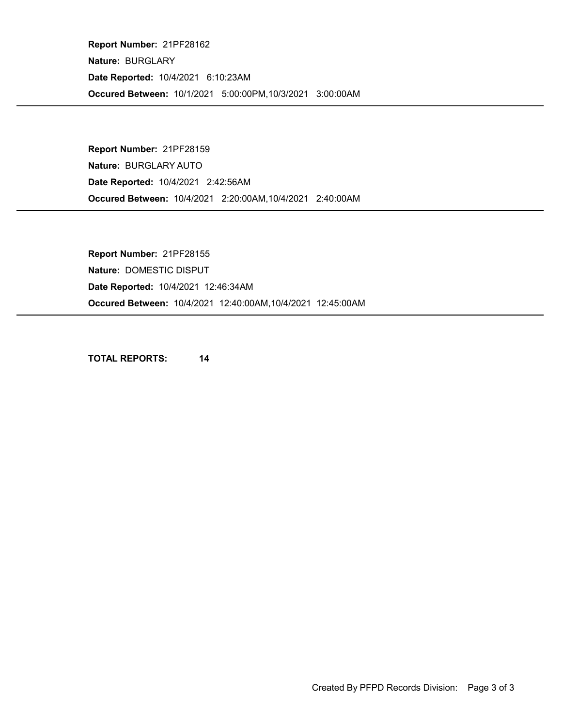**Report Number:** 21PF28162

**Nature:** BURGLARY

**Date Reported:** 10/4/2021 6:10:23AM

**Occured Between:** 10/1/2021 5:00:00PM,10/3/2021 3:00:00AM

---

**Report Number:** 21PF28159

**Nature:** BURGLARY AUTO

**Date Reported:** 10/4/2021 2:42:56AM

**Occured Between:** 10/4/2021 2:20:00AM,10/4/2021 2:40:00AM

---

**Report Number:** 21PF28155

**Nature:** DOMESTIC DISPUT

**Date Reported:** 10/4/2021 12:46:34AM

**Occured Between:** 10/4/2021 12:40:00AM,10/4/2021 12:45:00AM

---

**TOTAL REPORTS: 14**

Created By PFPD Records Division: